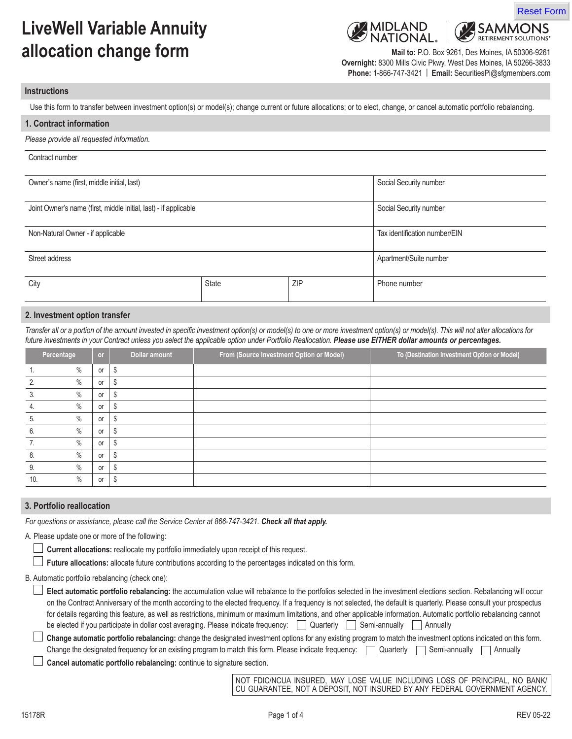# LiveWell Variable Annuity allocation change form

MIDLAND NATIONAL. | SAMMONS RETIREMENT SOLUTIONS®

**Mail to:** P.O. Box 9261, Des Moines, IA 50306-9261
**Overnight:** 8300 Mills Civic Pkwy, West Des Moines, IA 50266-3833
**Phone:** 1-866-747-3421 | **Email:** SecuritiesPi@sfgmembers.com

## Instructions

Use this form to transfer between investment option(s) or model(s); change current or future allocations; or to elect, change, or cancel automatic portfolio rebalancing.

## 1. Contract information

*Please provide all requested information.*

| Contract number | | | |
|---|---|---|---|
| Owner's name (first, middle initial, last) | | | Social Security number |
| Joint Owner's name (first, middle initial, last) - if applicable | | | Social Security number |
| Non-Natural Owner - if applicable | | | Tax identification number/EIN |
| Street address | | | Apartment/Suite number |
| City | State | ZIP | Phone number |

## 2. Investment option transfer

*Transfer all or a portion of the amount invested in specific investment option(s) or model(s) to one or more investment option(s) or model(s). This will not alter allocations for future investments in your Contract unless you select the applicable option under Portfolio Reallocation.* ***Please use EITHER dollar amounts or percentages.***

| Percentage | or | Dollar amount | From (Source Investment Option or Model) | To (Destination Investment Option or Model) |
|---|---|---|---|---|
| 1. % | or | $ | | |
| 2. % | or | $ | | |
| 3. % | or | $ | | |
| 4. % | or | $ | | |
| 5. % | or | $ | | |
| 6. % | or | $ | | |
| 7. % | or | $ | | |
| 8. % | or | $ | | |
| 9. % | or | $ | | |
| 10. % | or | $ | | |

## 3. Portfolio reallocation

*For questions or assistance, please call the Service Center at 866-747-3421.* ***Check all that apply.***

A. Please update one or more of the following:

- ☐ **Current allocations:** reallocate my portfolio immediately upon receipt of this request.
- ☐ **Future allocations:** allocate future contributions according to the percentages indicated on this form.

B. Automatic portfolio rebalancing (check one):

- ☐ **Elect automatic portfolio rebalancing:** the accumulation value will rebalance to the portfolios selected in the investment elections section. Rebalancing will occur on the Contract Anniversary of the month according to the elected frequency. If a frequency is not selected, the default is quarterly. Please consult your prospectus for details regarding this feature, as well as restrictions, minimum or maximum limitations, and other applicable information. Automatic portfolio rebalancing cannot be elected if you participate in dollar cost averaging. Please indicate frequency: ☐ Quarterly ☐ Semi-annually ☐ Annually
- ☐ **Change automatic portfolio rebalancing:** change the designated investment options for any existing program to match the investment options indicated on this form. Change the designated frequency for an existing program to match this form. Please indicate frequency: ☐ Quarterly ☐ Semi-annually ☐ Annually
- ☐ **Cancel automatic portfolio rebalancing:** continue to signature section.

NOT FDIC/NCUA INSURED, MAY LOSE VALUE INCLUDING LOSS OF PRINCIPAL, NO BANK/CU GUARANTEE, NOT A DEPOSIT, NOT INSURED BY ANY FEDERAL GOVERNMENT AGENCY.

15178R REV 05-22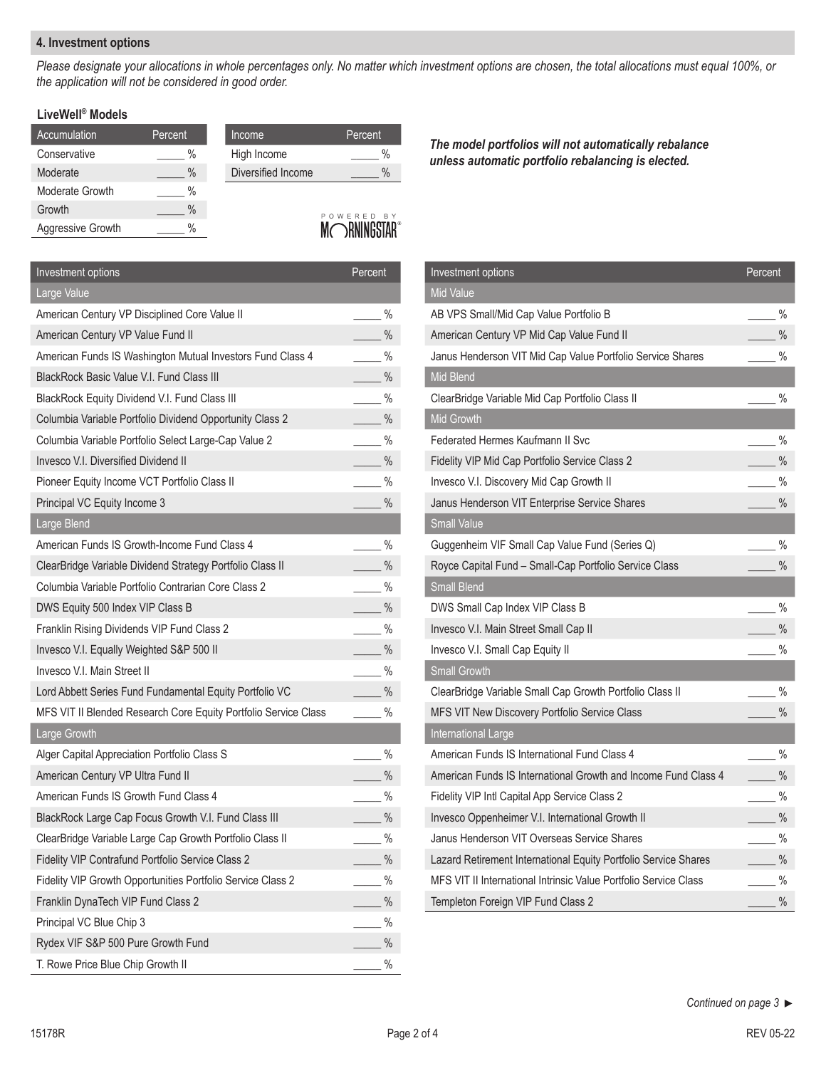## 4. Investment options

*Please designate your allocations in whole percentages only. No matter which investment options are chosen, the total allocations must equal 100%, or the application will not be considered in good order.*

### LiveWell® Models

| Accumulation | Percent |
|---|---|
| Conservative | _____ % |
| Moderate | _____ % |
| Moderate Growth | _____ % |
| Growth | _____ % |
| Aggressive Growth | _____ % |

| Income | Percent |
|---|---|
| High Income | _____ % |
| Diversified Income | _____ % |

POWERED BY MORNINGSTAR®

***The model portfolios will not automatically rebalance unless automatic portfolio rebalancing is elected.***

| Investment options | Percent |
|---|---|
| **Large Value** | |
| American Century VP Disciplined Core Value II | _____ % |
| American Century VP Value Fund II | _____ % |
| American Funds IS Washington Mutual Investors Fund Class 4 | _____ % |
| BlackRock Basic Value V.I. Fund Class III | _____ % |
| BlackRock Equity Dividend V.I. Fund Class III | _____ % |
| Columbia Variable Portfolio Dividend Opportunity Class 2 | _____ % |
| Columbia Variable Portfolio Select Large-Cap Value 2 | _____ % |
| Invesco V.I. Diversified Dividend II | _____ % |
| Pioneer Equity Income VCT Portfolio Class II | _____ % |
| Principal VC Equity Income 3 | _____ % |
| **Large Blend** | |
| American Funds IS Growth-Income Fund Class 4 | _____ % |
| ClearBridge Variable Dividend Strategy Portfolio Class II | _____ % |
| Columbia Variable Portfolio Contrarian Core Class 2 | _____ % |
| DWS Equity 500 Index VIP Class B | _____ % |
| Franklin Rising Dividends VIP Fund Class 2 | _____ % |
| Invesco V.I. Equally Weighted S&P 500 II | _____ % |
| Invesco V.I. Main Street II | _____ % |
| Lord Abbett Series Fund Fundamental Equity Portfolio VC | _____ % |
| MFS VIT II Blended Research Core Equity Portfolio Service Class | _____ % |
| **Large Growth** | |
| Alger Capital Appreciation Portfolio Class S | _____ % |
| American Century VP Ultra Fund II | _____ % |
| American Funds IS Growth Fund Class 4 | _____ % |
| BlackRock Large Cap Focus Growth V.I. Fund Class III | _____ % |
| ClearBridge Variable Large Cap Growth Portfolio Class II | _____ % |
| Fidelity VIP Contrafund Portfolio Service Class 2 | _____ % |
| Fidelity VIP Growth Opportunities Portfolio Service Class 2 | _____ % |
| Franklin DynaTech VIP Fund Class 2 | _____ % |
| Principal VC Blue Chip 3 | _____ % |
| Rydex VIF S&P 500 Pure Growth Fund | _____ % |
| T. Rowe Price Blue Chip Growth II | _____ % |

| Investment options | Percent |
|---|---|
| **Mid Value** | |
| AB VPS Small/Mid Cap Value Portfolio B | _____ % |
| American Century VP Mid Cap Value Fund II | _____ % |
| Janus Henderson VIT Mid Cap Value Portfolio Service Shares | _____ % |
| **Mid Blend** | |
| ClearBridge Variable Mid Cap Portfolio Class II | _____ % |
| **Mid Growth** | |
| Federated Hermes Kaufmann II Svc | _____ % |
| Fidelity VIP Mid Cap Portfolio Service Class 2 | _____ % |
| Invesco V.I. Discovery Mid Cap Growth II | _____ % |
| Janus Henderson VIT Enterprise Service Shares | _____ % |
| **Small Value** | |
| Guggenheim VIF Small Cap Value Fund (Series Q) | _____ % |
| Royce Capital Fund – Small-Cap Portfolio Service Class | _____ % |
| **Small Blend** | |
| DWS Small Cap Index VIP Class B | _____ % |
| Invesco V.I. Main Street Small Cap II | _____ % |
| Invesco V.I. Small Cap Equity II | _____ % |
| **Small Growth** | |
| ClearBridge Variable Small Cap Growth Portfolio Class II | _____ % |
| MFS VIT New Discovery Portfolio Service Class | _____ % |
| **International Large** | |
| American Funds IS International Fund Class 4 | _____ % |
| American Funds IS International Growth and Income Fund Class 4 | _____ % |
| Fidelity VIP Intl Capital App Service Class 2 | _____ % |
| Invesco Oppenheimer V.I. International Growth II | _____ % |
| Janus Henderson VIT Overseas Service Shares | _____ % |
| Lazard Retirement International Equity Portfolio Service Shares | _____ % |
| MFS VIT II International Intrinsic Value Portfolio Service Class | _____ % |
| Templeton Foreign VIP Fund Class 2 | _____ % |

*Continued on page 3* ►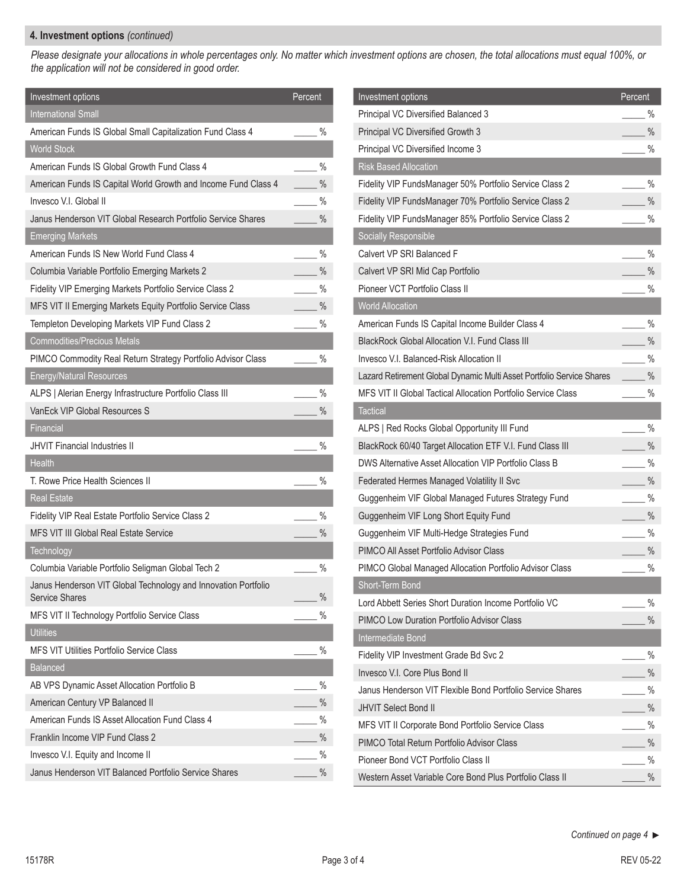## 4. Investment options *(continued)*

*Please designate your allocations in whole percentages only. No matter which investment options are chosen, the total allocations must equal 100%, or the application will not be considered in good order.*

| Investment options | Percent |
|---|---|
| **International Small** | |
| American Funds IS Global Small Capitalization Fund Class 4 | _____ % |
| **World Stock** | |
| American Funds IS Global Growth Fund Class 4 | _____ % |
| American Funds IS Capital World Growth and Income Fund Class 4 | _____ % |
| Invesco V.I. Global II | _____ % |
| Janus Henderson VIT Global Research Portfolio Service Shares | _____ % |
| **Emerging Markets** | |
| American Funds IS New World Fund Class 4 | _____ % |
| Columbia Variable Portfolio Emerging Markets 2 | _____ % |
| Fidelity VIP Emerging Markets Portfolio Service Class 2 | _____ % |
| MFS VIT II Emerging Markets Equity Portfolio Service Class | _____ % |
| Templeton Developing Markets VIP Fund Class 2 | _____ % |
| **Commodities/Precious Metals** | |
| PIMCO Commodity Real Return Strategy Portfolio Advisor Class | _____ % |
| **Energy/Natural Resources** | |
| ALPS \| Alerian Energy Infrastructure Portfolio Class III | _____ % |
| VanEck VIP Global Resources S | _____ % |
| **Financial** | |
| JHVIT Financial Industries II | _____ % |
| **Health** | |
| T. Rowe Price Health Sciences II | _____ % |
| **Real Estate** | |
| Fidelity VIP Real Estate Portfolio Service Class 2 | _____ % |
| MFS VIT III Global Real Estate Service | _____ % |
| **Technology** | |
| Columbia Variable Portfolio Seligman Global Tech 2 | _____ % |
| Janus Henderson VIT Global Technology and Innovation Portfolio Service Shares | _____ % |
| MFS VIT II Technology Portfolio Service Class | _____ % |
| **Utilities** | |
| MFS VIT Utilities Portfolio Service Class | _____ % |
| **Balanced** | |
| AB VPS Dynamic Asset Allocation Portfolio B | _____ % |
| American Century VP Balanced II | _____ % |
| American Funds IS Asset Allocation Fund Class 4 | _____ % |
| Franklin Income VIP Fund Class 2 | _____ % |
| Invesco V.I. Equity and Income II | _____ % |
| Janus Henderson VIT Balanced Portfolio Service Shares | _____ % |
| Principal VC Diversified Balanced 3 | _____ % |
| Principal VC Diversified Growth 3 | _____ % |
| Principal VC Diversified Income 3 | _____ % |
| **Risk Based Allocation** | |
| Fidelity VIP FundsManager 50% Portfolio Service Class 2 | _____ % |
| Fidelity VIP FundsManager 70% Portfolio Service Class 2 | _____ % |
| Fidelity VIP FundsManager 85% Portfolio Service Class 2 | _____ % |
| **Socially Responsible** | |
| Calvert VP SRI Balanced F | _____ % |
| Calvert VP SRI Mid Cap Portfolio | _____ % |
| Pioneer VCT Portfolio Class II | _____ % |
| **World Allocation** | |
| American Funds IS Capital Income Builder Class 4 | _____ % |
| BlackRock Global Allocation V.I. Fund Class III | _____ % |
| Invesco V.I. Balanced-Risk Allocation II | _____ % |
| Lazard Retirement Global Dynamic Multi Asset Portfolio Service Shares | _____ % |
| MFS VIT II Global Tactical Allocation Portfolio Service Class | _____ % |
| **Tactical** | |
| ALPS \| Red Rocks Global Opportunity III Fund | _____ % |
| BlackRock 60/40 Target Allocation ETF V.I. Fund Class III | _____ % |
| DWS Alternative Asset Allocation VIP Portfolio Class B | _____ % |
| Federated Hermes Managed Volatility II Svc | _____ % |
| Guggenheim VIF Global Managed Futures Strategy Fund | _____ % |
| Guggenheim VIF Long Short Equity Fund | _____ % |
| Guggenheim VIF Multi-Hedge Strategies Fund | _____ % |
| PIMCO All Asset Portfolio Advisor Class | _____ % |
| PIMCO Global Managed Allocation Portfolio Advisor Class | _____ % |
| **Short-Term Bond** | |
| Lord Abbett Series Short Duration Income Portfolio VC | _____ % |
| PIMCO Low Duration Portfolio Advisor Class | _____ % |
| **Intermediate Bond** | |
| Fidelity VIP Investment Grade Bd Svc 2 | _____ % |
| Invesco V.I. Core Plus Bond II | _____ % |
| Janus Henderson VIT Flexible Bond Portfolio Service Shares | _____ % |
| JHVIT Select Bond II | _____ % |
| MFS VIT II Corporate Bond Portfolio Service Class | _____ % |
| PIMCO Total Return Portfolio Advisor Class | _____ % |
| Pioneer Bond VCT Portfolio Class II | _____ % |
| Western Asset Variable Core Bond Plus Portfolio Class II | _____ % |

*Continued on page 4* ►

15178R REV 05-22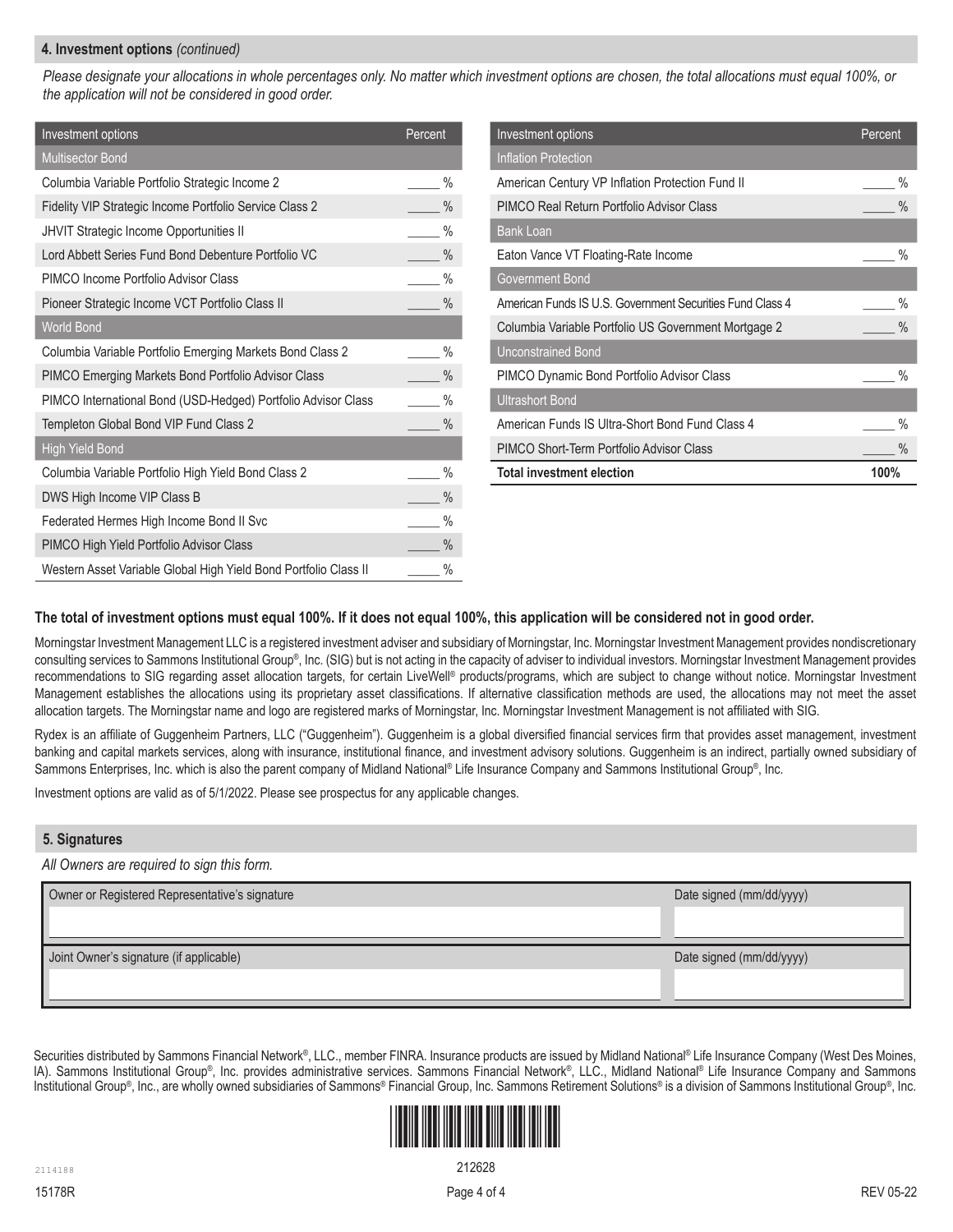## 4. Investment options *(continued)*

*Please designate your allocations in whole percentages only. No matter which investment options are chosen, the total allocations must equal 100%, or the application will not be considered in good order.*

| Investment options | Percent |
|---|---|
| **Multisector Bond** | |
| Columbia Variable Portfolio Strategic Income 2 | _____ % |
| Fidelity VIP Strategic Income Portfolio Service Class 2 | _____ % |
| JHVIT Strategic Income Opportunities II | _____ % |
| Lord Abbett Series Fund Bond Debenture Portfolio VC | _____ % |
| PIMCO Income Portfolio Advisor Class | _____ % |
| Pioneer Strategic Income VCT Portfolio Class II | _____ % |
| **World Bond** | |
| Columbia Variable Portfolio Emerging Markets Bond Class 2 | _____ % |
| PIMCO Emerging Markets Bond Portfolio Advisor Class | _____ % |
| PIMCO International Bond (USD-Hedged) Portfolio Advisor Class | _____ % |
| Templeton Global Bond VIP Fund Class 2 | _____ % |
| **High Yield Bond** | |
| Columbia Variable Portfolio High Yield Bond Class 2 | _____ % |
| DWS High Income VIP Class B | _____ % |
| Federated Hermes High Income Bond II Svc | _____ % |
| PIMCO High Yield Portfolio Advisor Class | _____ % |
| Western Asset Variable Global High Yield Bond Portfolio Class II | _____ % |

| Investment options | Percent |
|---|---|
| **Inflation Protection** | |
| American Century VP Inflation Protection Fund II | _____ % |
| PIMCO Real Return Portfolio Advisor Class | _____ % |
| **Bank Loan** | |
| Eaton Vance VT Floating-Rate Income | _____ % |
| **Government Bond** | |
| American Funds IS U.S. Government Securities Fund Class 4 | _____ % |
| Columbia Variable Portfolio US Government Mortgage 2 | _____ % |
| **Unconstrained Bond** | |
| PIMCO Dynamic Bond Portfolio Advisor Class | _____ % |
| **Ultrashort Bond** | |
| American Funds IS Ultra-Short Bond Fund Class 4 | _____ % |
| PIMCO Short-Term Portfolio Advisor Class | _____ % |
| **Total investment election** | **100%** |

**The total of investment options must equal 100%. If it does not equal 100%, this application will be considered not in good order.**

Morningstar Investment Management LLC is a registered investment adviser and subsidiary of Morningstar, Inc. Morningstar Investment Management provides nondiscretionary consulting services to Sammons Institutional Group®, Inc. (SIG) but is not acting in the capacity of adviser to individual investors. Morningstar Investment Management provides recommendations to SIG regarding asset allocation targets, for certain LiveWell® products/programs, which are subject to change without notice. Morningstar Investment Management establishes the allocations using its proprietary asset classifications. If alternative classification methods are used, the allocations may not meet the asset allocation targets. The Morningstar name and logo are registered marks of Morningstar, Inc. Morningstar Investment Management is not affiliated with SIG.

Rydex is an affiliate of Guggenheim Partners, LLC ("Guggenheim"). Guggenheim is a global diversified financial services firm that provides asset management, investment banking and capital markets services, along with insurance, institutional finance, and investment advisory solutions. Guggenheim is an indirect, partially owned subsidiary of Sammons Enterprises, Inc. which is also the parent company of Midland National® Life Insurance Company and Sammons Institutional Group®, Inc.

Investment options are valid as of 5/1/2022. Please see prospectus for any applicable changes.

## 5. Signatures

*All Owners are required to sign this form.*

| Owner or Registered Representative's signature | Date signed (mm/dd/yyyy) |
|---|---|
| | |
| **Joint Owner's signature (if applicable)** | **Date signed (mm/dd/yyyy)** |
| | |

Securities distributed by Sammons Financial Network®, LLC., member FINRA. Insurance products are issued by Midland National® Life Insurance Company (West Des Moines, IA). Sammons Institutional Group®, Inc. provides administrative services. Sammons Financial Network®, LLC., Midland National® Life Insurance Company and Sammons Institutional Group®, Inc., are wholly owned subsidiaries of Sammons® Financial Group, Inc. Sammons Retirement Solutions® is a division of Sammons Institutional Group®, Inc.

212628

2114188

15178R

REV 05-22